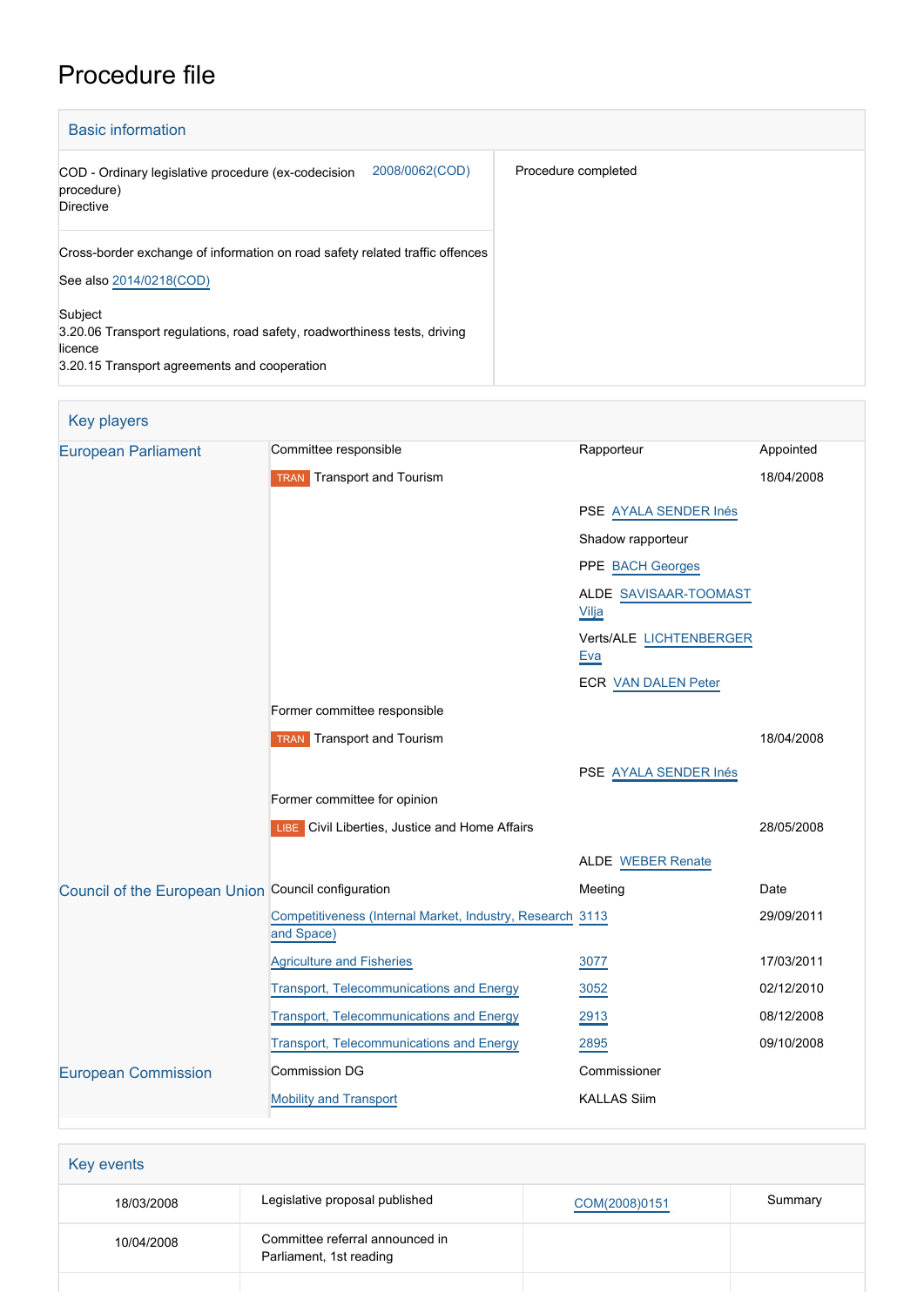# Procedure file

## Basic information

| | | |
|---|---|---|
| COD - Ordinary legislative procedure (ex-codecision procedure)<br>Directive | 2008/0062(COD) | Procedure completed |
| Cross-border exchange of information on road safety related traffic offences<br><br>See also 2014/0218(COD)<br><br>Subject<br>3.20.06 Transport regulations, road safety, roadworthiness tests, driving licence<br>3.20.15 Transport agreements and cooperation | | |

## Key players

| | | | |
|---|---|---|---|
| European Parliament | Committee responsible | Rapporteur | Appointed |
| | TRAN Transport and Tourism | | 18/04/2008 |
| | | PSE AYALA SENDER Inés | |
| | | Shadow rapporteur | |
| | | PPE BACH Georges | |
| | | ALDE SAVISAAR-TOOMAST Vilja | |
| | | Verts/ALE LICHTENBERGER Eva | |
| | | ECR VAN DALEN Peter | |
| | Former committee responsible | | |
| | TRAN Transport and Tourism | | 18/04/2008 |
| | | PSE AYALA SENDER Inés | |
| | Former committee for opinion | | |
| | LIBE Civil Liberties, Justice and Home Affairs | | 28/05/2008 |
| | | ALDE WEBER Renate | |
| Council of the European Union | Council configuration | Meeting | Date |
| | Competitiveness (Internal Market, Industry, Research and Space) | 3113 | 29/09/2011 |
| | Agriculture and Fisheries | 3077 | 17/03/2011 |
| | Transport, Telecommunications and Energy | 3052 | 02/12/2010 |
| | Transport, Telecommunications and Energy | 2913 | 08/12/2008 |
| | Transport, Telecommunications and Energy | 2895 | 09/10/2008 |
| European Commission | Commission DG | Commissioner | |
| | Mobility and Transport | KALLAS Siim | |

## Key events

| | | | |
|---|---|---|---|
| 18/03/2008 | Legislative proposal published | COM(2008)0151 | Summary |
| 10/04/2008 | Committee referral announced in Parliament, 1st reading | | |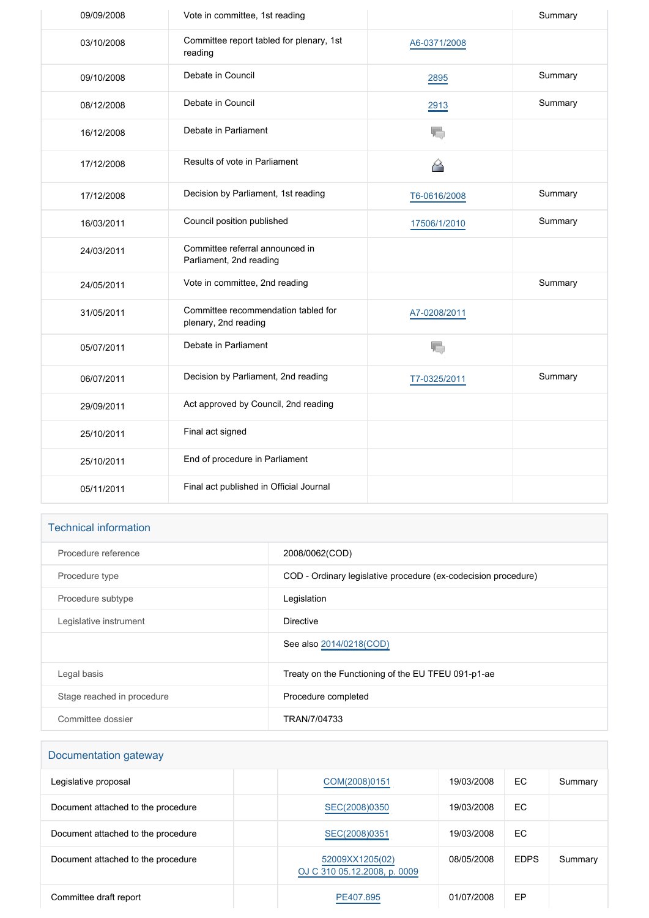| | | | |
|---|---|---|---|
| 09/09/2008 | Vote in committee, 1st reading | | Summary |
| 03/10/2008 | Committee report tabled for plenary, 1st reading | A6-0371/2008 | |
| 09/10/2008 | Debate in Council | 2895 | Summary |
| 08/12/2008 | Debate in Council | 2913 | Summary |
| 16/12/2008 | Debate in Parliament | | |
| 17/12/2008 | Results of vote in Parliament | | |
| 17/12/2008 | Decision by Parliament, 1st reading | T6-0616/2008 | Summary |
| 16/03/2011 | Council position published | 17506/1/2010 | Summary |
| 24/03/2011 | Committee referral announced in Parliament, 2nd reading | | |
| 24/05/2011 | Vote in committee, 2nd reading | | Summary |
| 31/05/2011 | Committee recommendation tabled for plenary, 2nd reading | A7-0208/2011 | |
| 05/07/2011 | Debate in Parliament | | |
| 06/07/2011 | Decision by Parliament, 2nd reading | T7-0325/2011 | Summary |
| 29/09/2011 | Act approved by Council, 2nd reading | | |
| 25/10/2011 | Final act signed | | |
| 25/10/2011 | End of procedure in Parliament | | |
| 05/11/2011 | Final act published in Official Journal | | |

## Technical information

| | |
|---|---|
| Procedure reference | 2008/0062(COD) |
| Procedure type | COD - Ordinary legislative procedure (ex-codecision procedure) |
| Procedure subtype | Legislation |
| Legislative instrument | Directive |
| | See also 2014/0218(COD) |
| Legal basis | Treaty on the Functioning of the EU TFEU 091-p1-ae |
| Stage reached in procedure | Procedure completed |
| Committee dossier | TRAN/7/04733 |

## Documentation gateway

| | | | | | |
|---|---|---|---|---|---|
| Legislative proposal | | COM(2008)0151 | 19/03/2008 | EC | Summary |
| Document attached to the procedure | | SEC(2008)0350 | 19/03/2008 | EC | |
| Document attached to the procedure | | SEC(2008)0351 | 19/03/2008 | EC | |
| Document attached to the procedure | | 52009XX1205(02) OJ C 310 05.12.2008, p. 0009 | 08/05/2008 | EDPS | Summary |
| Committee draft report | | PE407.895 | 01/07/2008 | EP | |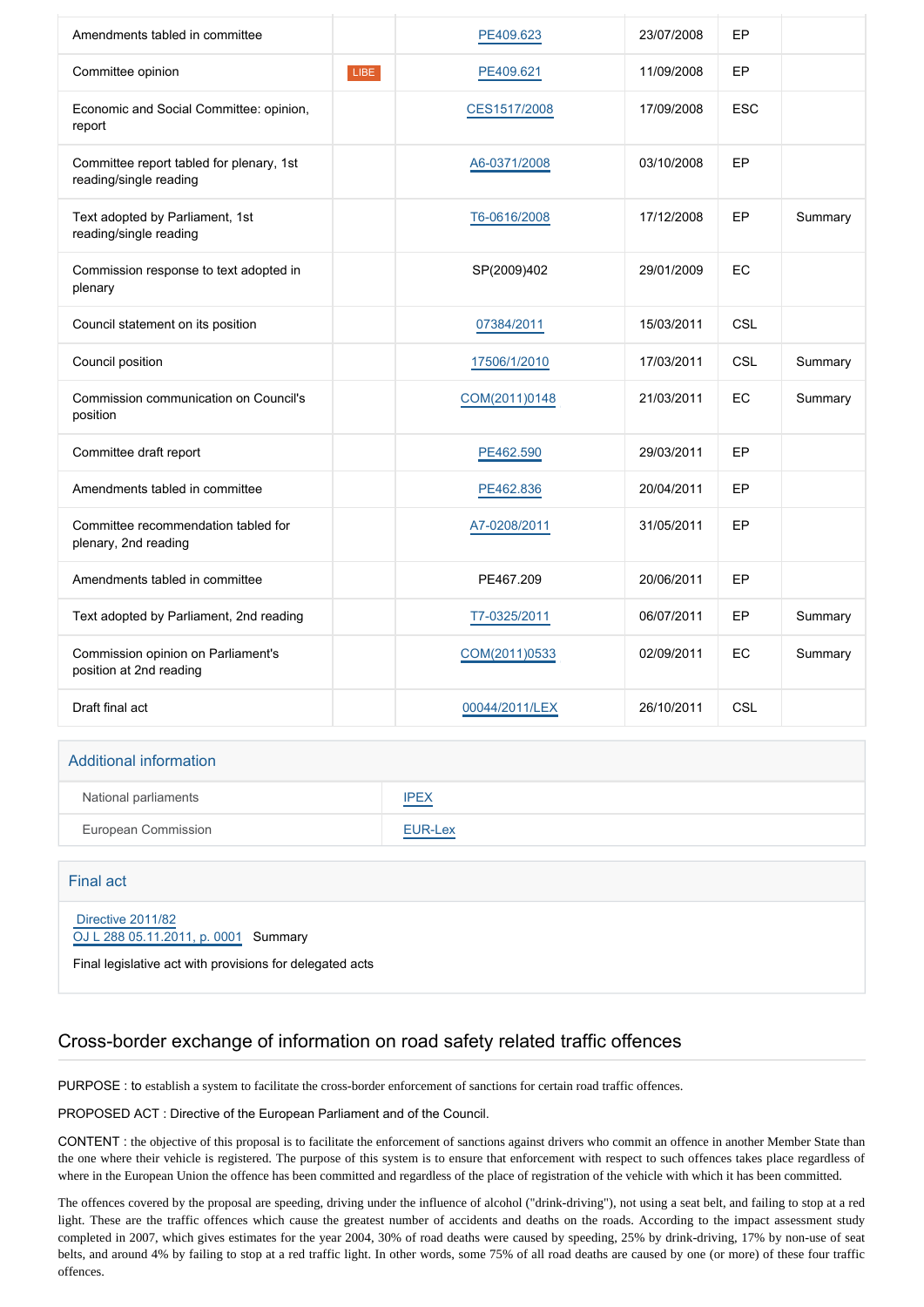| | | | | | |
|---|---|---|---|---|---|
| Amendments tabled in committee | | PE409.623 | 23/07/2008 | EP | |
| Committee opinion | LIBE | PE409.621 | 11/09/2008 | EP | |
| Economic and Social Committee: opinion, report | | CES1517/2008 | 17/09/2008 | ESC | |
| Committee report tabled for plenary, 1st reading/single reading | | A6-0371/2008 | 03/10/2008 | EP | |
| Text adopted by Parliament, 1st reading/single reading | | T6-0616/2008 | 17/12/2008 | EP | Summary |
| Commission response to text adopted in plenary | | SP(2009)402 | 29/01/2009 | EC | |
| Council statement on its position | | 07384/2011 | 15/03/2011 | CSL | |
| Council position | | 17506/1/2010 | 17/03/2011 | CSL | Summary |
| Commission communication on Council's position | | COM(2011)0148 | 21/03/2011 | EC | Summary |
| Committee draft report | | PE462.590 | 29/03/2011 | EP | |
| Amendments tabled in committee | | PE462.836 | 20/04/2011 | EP | |
| Committee recommendation tabled for plenary, 2nd reading | | A7-0208/2011 | 31/05/2011 | EP | |
| Amendments tabled in committee | | PE467.209 | 20/06/2011 | EP | |
| Text adopted by Parliament, 2nd reading | | T7-0325/2011 | 06/07/2011 | EP | Summary |
| Commission opinion on Parliament's position at 2nd reading | | COM(2011)0533 | 02/09/2011 | EC | Summary |
| Draft final act | | 00044/2011/LEX | 26/10/2011 | CSL | |

## Additional information

| | |
|---|---|
| National parliaments | IPEX |
| European Commission | EUR-Lex |

## Final act

Directive 2011/82
OJ L 288 05.11.2011, p. 0001 Summary

Final legislative act with provisions for delegated acts

## Cross-border exchange of information on road safety related traffic offences

PURPOSE : to establish a system to facilitate the cross-border enforcement of sanctions for certain road traffic offences.

PROPOSED ACT : Directive of the European Parliament and of the Council.

CONTENT : the objective of this proposal is to facilitate the enforcement of sanctions against drivers who commit an offence in another Member State than the one where their vehicle is registered. The purpose of this system is to ensure that enforcement with respect to such offences takes place regardless of where in the European Union the offence has been committed and regardless of the place of registration of the vehicle with which it has been committed.

The offences covered by the proposal are speeding, driving under the influence of alcohol ("drink-driving"), not using a seat belt, and failing to stop at a red light. These are the traffic offences which cause the greatest number of accidents and deaths on the roads. According to the impact assessment study completed in 2007, which gives estimates for the year 2004, 30% of road deaths were caused by speeding, 25% by drink-driving, 17% by non-use of seat belts, and around 4% by failing to stop at a red traffic light. In other words, some 75% of all road deaths are caused by one (or more) of these four traffic offences.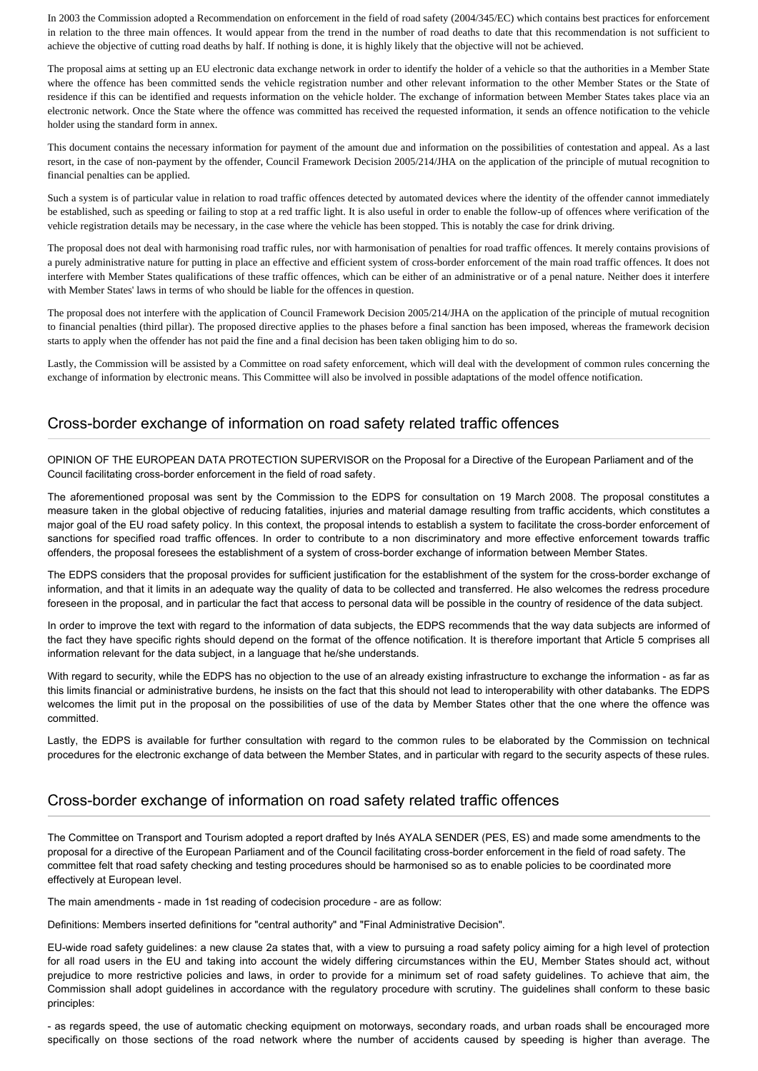In 2003 the Commission adopted a Recommendation on enforcement in the field of road safety (2004/345/EC) which contains best practices for enforcement in relation to the three main offences. It would appear from the trend in the number of road deaths to date that this recommendation is not sufficient to achieve the objective of cutting road deaths by half. If nothing is done, it is highly likely that the objective will not be achieved.

The proposal aims at setting up an EU electronic data exchange network in order to identify the holder of a vehicle so that the authorities in a Member State where the offence has been committed sends the vehicle registration number and other relevant information to the other Member States or the State of residence if this can be identified and requests information on the vehicle holder. The exchange of information between Member States takes place via an electronic network. Once the State where the offence was committed has received the requested information, it sends an offence notification to the vehicle holder using the standard form in annex.

This document contains the necessary information for payment of the amount due and information on the possibilities of contestation and appeal. As a last resort, in the case of non-payment by the offender, Council Framework Decision 2005/214/JHA on the application of the principle of mutual recognition to financial penalties can be applied.

Such a system is of particular value in relation to road traffic offences detected by automated devices where the identity of the offender cannot immediately be established, such as speeding or failing to stop at a red traffic light. It is also useful in order to enable the follow-up of offences where verification of the vehicle registration details may be necessary, in the case where the vehicle has been stopped. This is notably the case for drink driving.

The proposal does not deal with harmonising road traffic rules, nor with harmonisation of penalties for road traffic offences. It merely contains provisions of a purely administrative nature for putting in place an effective and efficient system of cross-border enforcement of the main road traffic offences. It does not interfere with Member States qualifications of these traffic offences, which can be either of an administrative or of a penal nature. Neither does it interfere with Member States' laws in terms of who should be liable for the offences in question.

The proposal does not interfere with the application of Council Framework Decision 2005/214/JHA on the application of the principle of mutual recognition to financial penalties (third pillar). The proposed directive applies to the phases before a final sanction has been imposed, whereas the framework decision starts to apply when the offender has not paid the fine and a final decision has been taken obliging him to do so.

Lastly, the Commission will be assisted by a Committee on road safety enforcement, which will deal with the development of common rules concerning the exchange of information by electronic means. This Committee will also be involved in possible adaptations of the model offence notification.

## Cross-border exchange of information on road safety related traffic offences

OPINION OF THE EUROPEAN DATA PROTECTION SUPERVISOR on the Proposal for a Directive of the European Parliament and of the Council facilitating cross-border enforcement in the field of road safety.

The aforementioned proposal was sent by the Commission to the EDPS for consultation on 19 March 2008. The proposal constitutes a measure taken in the global objective of reducing fatalities, injuries and material damage resulting from traffic accidents, which constitutes a major goal of the EU road safety policy. In this context, the proposal intends to establish a system to facilitate the cross-border enforcement of sanctions for specified road traffic offences. In order to contribute to a non discriminatory and more effective enforcement towards traffic offenders, the proposal foresees the establishment of a system of cross-border exchange of information between Member States.

The EDPS considers that the proposal provides for sufficient justification for the establishment of the system for the cross-border exchange of information, and that it limits in an adequate way the quality of data to be collected and transferred. He also welcomes the redress procedure foreseen in the proposal, and in particular the fact that access to personal data will be possible in the country of residence of the data subject.

In order to improve the text with regard to the information of data subjects, the EDPS recommends that the way data subjects are informed of the fact they have specific rights should depend on the format of the offence notification. It is therefore important that Article 5 comprises all information relevant for the data subject, in a language that he/she understands.

With regard to security, while the EDPS has no objection to the use of an already existing infrastructure to exchange the information - as far as this limits financial or administrative burdens, he insists on the fact that this should not lead to interoperability with other databanks. The EDPS welcomes the limit put in the proposal on the possibilities of use of the data by Member States other that the one where the offence was committed.

Lastly, the EDPS is available for further consultation with regard to the common rules to be elaborated by the Commission on technical procedures for the electronic exchange of data between the Member States, and in particular with regard to the security aspects of these rules.

## Cross-border exchange of information on road safety related traffic offences

The Committee on Transport and Tourism adopted a report drafted by Inés AYALA SENDER (PES, ES) and made some amendments to the proposal for a directive of the European Parliament and of the Council facilitating cross-border enforcement in the field of road safety. The committee felt that road safety checking and testing procedures should be harmonised so as to enable policies to be coordinated more effectively at European level.

The main amendments - made in 1st reading of codecision procedure - are as follow:

Definitions: Members inserted definitions for "central authority" and "Final Administrative Decision".

EU-wide road safety guidelines: a new clause 2a states that, with a view to pursuing a road safety policy aiming for a high level of protection for all road users in the EU and taking into account the widely differing circumstances within the EU, Member States should act, without prejudice to more restrictive policies and laws, in order to provide for a minimum set of road safety guidelines. To achieve that aim, the Commission shall adopt guidelines in accordance with the regulatory procedure with scrutiny. The guidelines shall conform to these basic principles:

- as regards speed, the use of automatic checking equipment on motorways, secondary roads, and urban roads shall be encouraged more specifically on those sections of the road network where the number of accidents caused by speeding is higher than average. The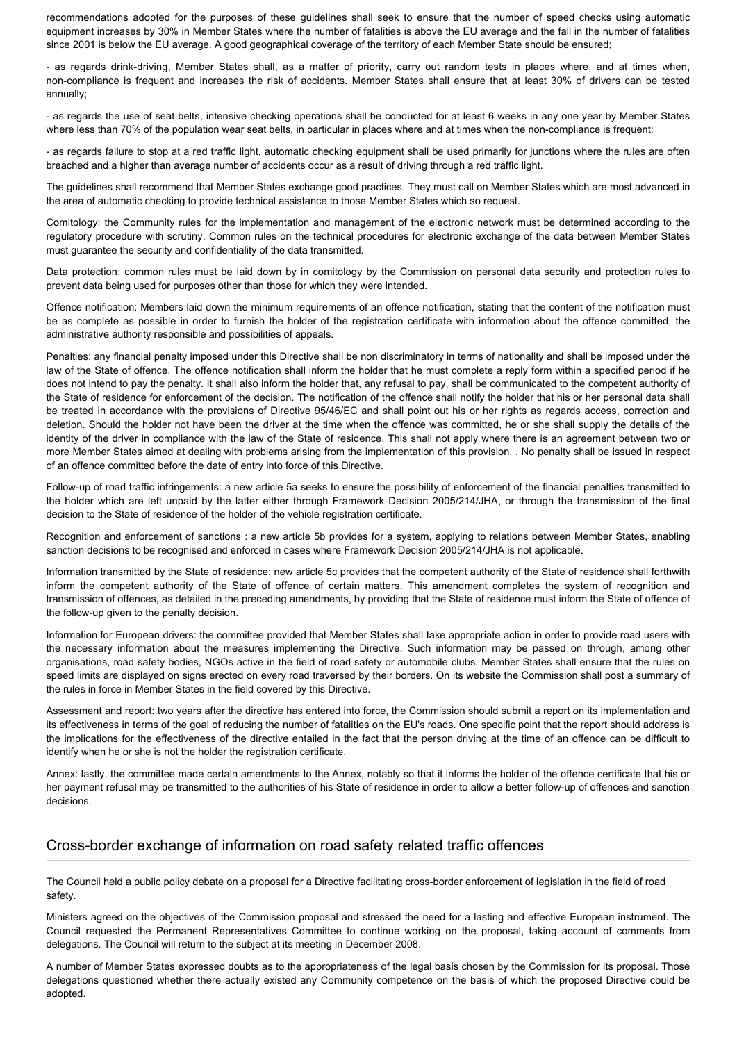recommendations adopted for the purposes of these guidelines shall seek to ensure that the number of speed checks using automatic equipment increases by 30% in Member States where the number of fatalities is above the EU average and the fall in the number of fatalities since 2001 is below the EU average. A good geographical coverage of the territory of each Member State should be ensured;

- as regards drink-driving, Member States shall, as a matter of priority, carry out random tests in places where, and at times when, non-compliance is frequent and increases the risk of accidents. Member States shall ensure that at least 30% of drivers can be tested annually;

- as regards the use of seat belts, intensive checking operations shall be conducted for at least 6 weeks in any one year by Member States where less than 70% of the population wear seat belts, in particular in places where and at times when the non-compliance is frequent;

- as regards failure to stop at a red traffic light, automatic checking equipment shall be used primarily for junctions where the rules are often breached and a higher than average number of accidents occur as a result of driving through a red traffic light.

The guidelines shall recommend that Member States exchange good practices. They must call on Member States which are most advanced in the area of automatic checking to provide technical assistance to those Member States which so request.

Comitology: the Community rules for the implementation and management of the electronic network must be determined according to the regulatory procedure with scrutiny. Common rules on the technical procedures for electronic exchange of the data between Member States must guarantee the security and confidentiality of the data transmitted.

Data protection: common rules must be laid down by in comitology by the Commission on personal data security and protection rules to prevent data being used for purposes other than those for which they were intended.

Offence notification: Members laid down the minimum requirements of an offence notification, stating that the content of the notification must be as complete as possible in order to furnish the holder of the registration certificate with information about the offence committed, the administrative authority responsible and possibilities of appeals.

Penalties: any financial penalty imposed under this Directive shall be non discriminatory in terms of nationality and shall be imposed under the law of the State of offence. The offence notification shall inform the holder that he must complete a reply form within a specified period if he does not intend to pay the penalty. It shall also inform the holder that, any refusal to pay, shall be communicated to the competent authority of the State of residence for enforcement of the decision. The notification of the offence shall notify the holder that his or her personal data shall be treated in accordance with the provisions of Directive 95/46/EC and shall point out his or her rights as regards access, correction and deletion. Should the holder not have been the driver at the time when the offence was committed, he or she shall supply the details of the identity of the driver in compliance with the law of the State of residence. This shall not apply where there is an agreement between two or more Member States aimed at dealing with problems arising from the implementation of this provision. . No penalty shall be issued in respect of an offence committed before the date of entry into force of this Directive.

Follow-up of road traffic infringements: a new article 5a seeks to ensure the possibility of enforcement of the financial penalties transmitted to the holder which are left unpaid by the latter either through Framework Decision 2005/214/JHA, or through the transmission of the final decision to the State of residence of the holder of the vehicle registration certificate.

Recognition and enforcement of sanctions : a new article 5b provides for a system, applying to relations between Member States, enabling sanction decisions to be recognised and enforced in cases where Framework Decision 2005/214/JHA is not applicable.

Information transmitted by the State of residence: new article 5c provides that the competent authority of the State of residence shall forthwith inform the competent authority of the State of offence of certain matters. This amendment completes the system of recognition and transmission of offences, as detailed in the preceding amendments, by providing that the State of residence must inform the State of offence of the follow-up given to the penalty decision.

Information for European drivers: the committee provided that Member States shall take appropriate action in order to provide road users with the necessary information about the measures implementing the Directive. Such information may be passed on through, among other organisations, road safety bodies, NGOs active in the field of road safety or automobile clubs. Member States shall ensure that the rules on speed limits are displayed on signs erected on every road traversed by their borders. On its website the Commission shall post a summary of the rules in force in Member States in the field covered by this Directive.

Assessment and report: two years after the directive has entered into force, the Commission should submit a report on its implementation and its effectiveness in terms of the goal of reducing the number of fatalities on the EU's roads. One specific point that the report should address is the implications for the effectiveness of the directive entailed in the fact that the person driving at the time of an offence can be difficult to identify when he or she is not the holder the registration certificate.

Annex: lastly, the committee made certain amendments to the Annex, notably so that it informs the holder of the offence certificate that his or her payment refusal may be transmitted to the authorities of his State of residence in order to allow a better follow-up of offences and sanction decisions.

## Cross-border exchange of information on road safety related traffic offences

The Council held a public policy debate on a proposal for a Directive facilitating cross-border enforcement of legislation in the field of road safety.

Ministers agreed on the objectives of the Commission proposal and stressed the need for a lasting and effective European instrument. The Council requested the Permanent Representatives Committee to continue working on the proposal, taking account of comments from delegations. The Council will return to the subject at its meeting in December 2008.

A number of Member States expressed doubts as to the appropriateness of the legal basis chosen by the Commission for its proposal. Those delegations questioned whether there actually existed any Community competence on the basis of which the proposed Directive could be adopted.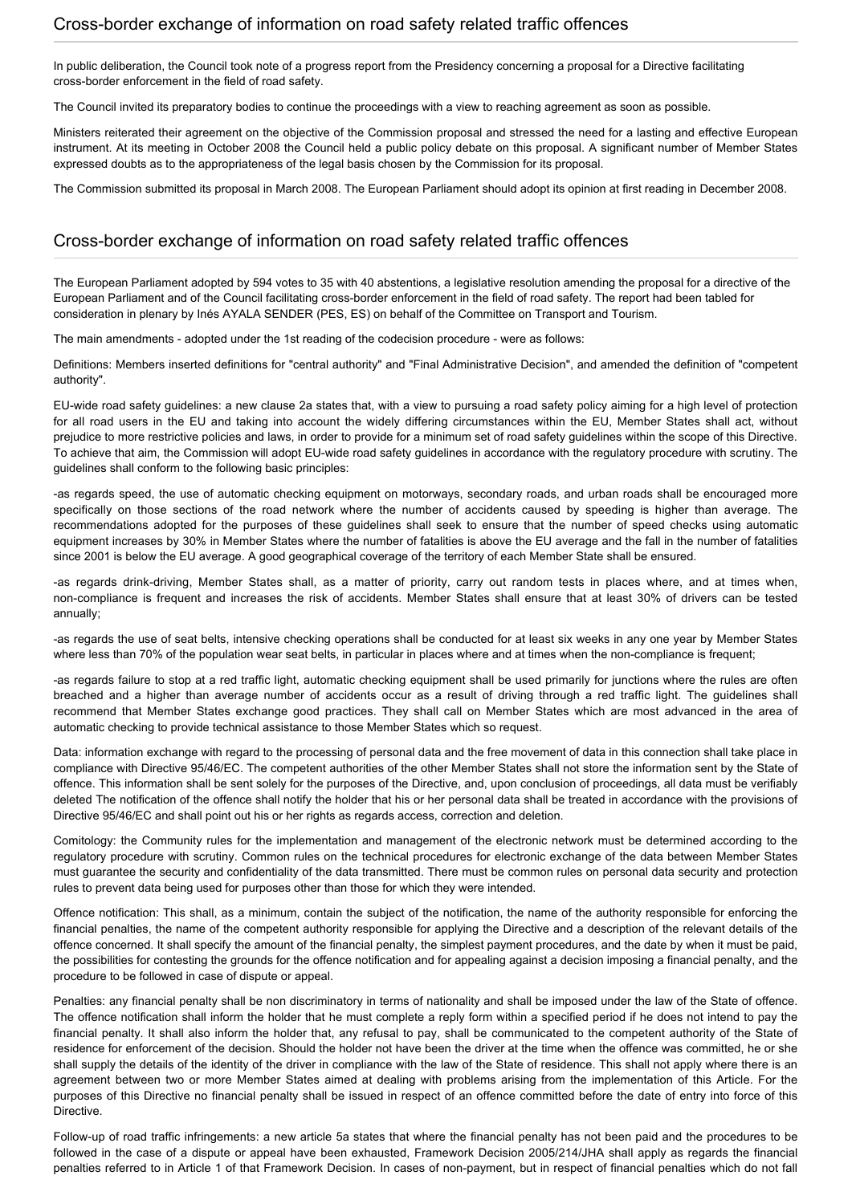## Cross-border exchange of information on road safety related traffic offences

In public deliberation, the Council took note of a progress report from the Presidency concerning a proposal for a Directive facilitating cross-border enforcement in the field of road safety.

The Council invited its preparatory bodies to continue the proceedings with a view to reaching agreement as soon as possible.

Ministers reiterated their agreement on the objective of the Commission proposal and stressed the need for a lasting and effective European instrument. At its meeting in October 2008 the Council held a public policy debate on this proposal. A significant number of Member States expressed doubts as to the appropriateness of the legal basis chosen by the Commission for its proposal.

The Commission submitted its proposal in March 2008. The European Parliament should adopt its opinion at first reading in December 2008.

## Cross-border exchange of information on road safety related traffic offences

The European Parliament adopted by 594 votes to 35 with 40 abstentions, a legislative resolution amending the proposal for a directive of the European Parliament and of the Council facilitating cross-border enforcement in the field of road safety. The report had been tabled for consideration in plenary by Inés AYALA SENDER (PES, ES) on behalf of the Committee on Transport and Tourism.

The main amendments - adopted under the 1st reading of the codecision procedure - were as follows:

Definitions: Members inserted definitions for "central authority" and "Final Administrative Decision", and amended the definition of "competent authority".

EU-wide road safety guidelines: a new clause 2a states that, with a view to pursuing a road safety policy aiming for a high level of protection for all road users in the EU and taking into account the widely differing circumstances within the EU, Member States shall act, without prejudice to more restrictive policies and laws, in order to provide for a minimum set of road safety guidelines within the scope of this Directive. To achieve that aim, the Commission will adopt EU-wide road safety guidelines in accordance with the regulatory procedure with scrutiny. The guidelines shall conform to the following basic principles:

-as regards speed, the use of automatic checking equipment on motorways, secondary roads, and urban roads shall be encouraged more specifically on those sections of the road network where the number of accidents caused by speeding is higher than average. The recommendations adopted for the purposes of these guidelines shall seek to ensure that the number of speed checks using automatic equipment increases by 30% in Member States where the number of fatalities is above the EU average and the fall in the number of fatalities since 2001 is below the EU average. A good geographical coverage of the territory of each Member State shall be ensured.

-as regards drink-driving, Member States shall, as a matter of priority, carry out random tests in places where, and at times when, non-compliance is frequent and increases the risk of accidents. Member States shall ensure that at least 30% of drivers can be tested annually;

-as regards the use of seat belts, intensive checking operations shall be conducted for at least six weeks in any one year by Member States where less than 70% of the population wear seat belts, in particular in places where and at times when the non-compliance is frequent;

-as regards failure to stop at a red traffic light, automatic checking equipment shall be used primarily for junctions where the rules are often breached and a higher than average number of accidents occur as a result of driving through a red traffic light. The guidelines shall recommend that Member States exchange good practices. They shall call on Member States which are most advanced in the area of automatic checking to provide technical assistance to those Member States which so request.

Data: information exchange with regard to the processing of personal data and the free movement of data in this connection shall take place in compliance with Directive 95/46/EC. The competent authorities of the other Member States shall not store the information sent by the State of offence. This information shall be sent solely for the purposes of the Directive, and, upon conclusion of proceedings, all data must be verifiably deleted The notification of the offence shall notify the holder that his or her personal data shall be treated in accordance with the provisions of Directive 95/46/EC and shall point out his or her rights as regards access, correction and deletion.

Comitology: the Community rules for the implementation and management of the electronic network must be determined according to the regulatory procedure with scrutiny. Common rules on the technical procedures for electronic exchange of the data between Member States must guarantee the security and confidentiality of the data transmitted. There must be common rules on personal data security and protection rules to prevent data being used for purposes other than those for which they were intended.

Offence notification: This shall, as a minimum, contain the subject of the notification, the name of the authority responsible for enforcing the financial penalties, the name of the competent authority responsible for applying the Directive and a description of the relevant details of the offence concerned. It shall specify the amount of the financial penalty, the simplest payment procedures, and the date by when it must be paid, the possibilities for contesting the grounds for the offence notification and for appealing against a decision imposing a financial penalty, and the procedure to be followed in case of dispute or appeal.

Penalties: any financial penalty shall be non discriminatory in terms of nationality and shall be imposed under the law of the State of offence. The offence notification shall inform the holder that he must complete a reply form within a specified period if he does not intend to pay the financial penalty. It shall also inform the holder that, any refusal to pay, shall be communicated to the competent authority of the State of residence for enforcement of the decision. Should the holder not have been the driver at the time when the offence was committed, he or she shall supply the details of the identity of the driver in compliance with the law of the State of residence. This shall not apply where there is an agreement between two or more Member States aimed at dealing with problems arising from the implementation of this Article. For the purposes of this Directive no financial penalty shall be issued in respect of an offence committed before the date of entry into force of this Directive.

Follow-up of road traffic infringements: a new article 5a states that where the financial penalty has not been paid and the procedures to be followed in the case of a dispute or appeal have been exhausted, Framework Decision 2005/214/JHA shall apply as regards the financial penalties referred to in Article 1 of that Framework Decision. In cases of non-payment, but in respect of financial penalties which do not fall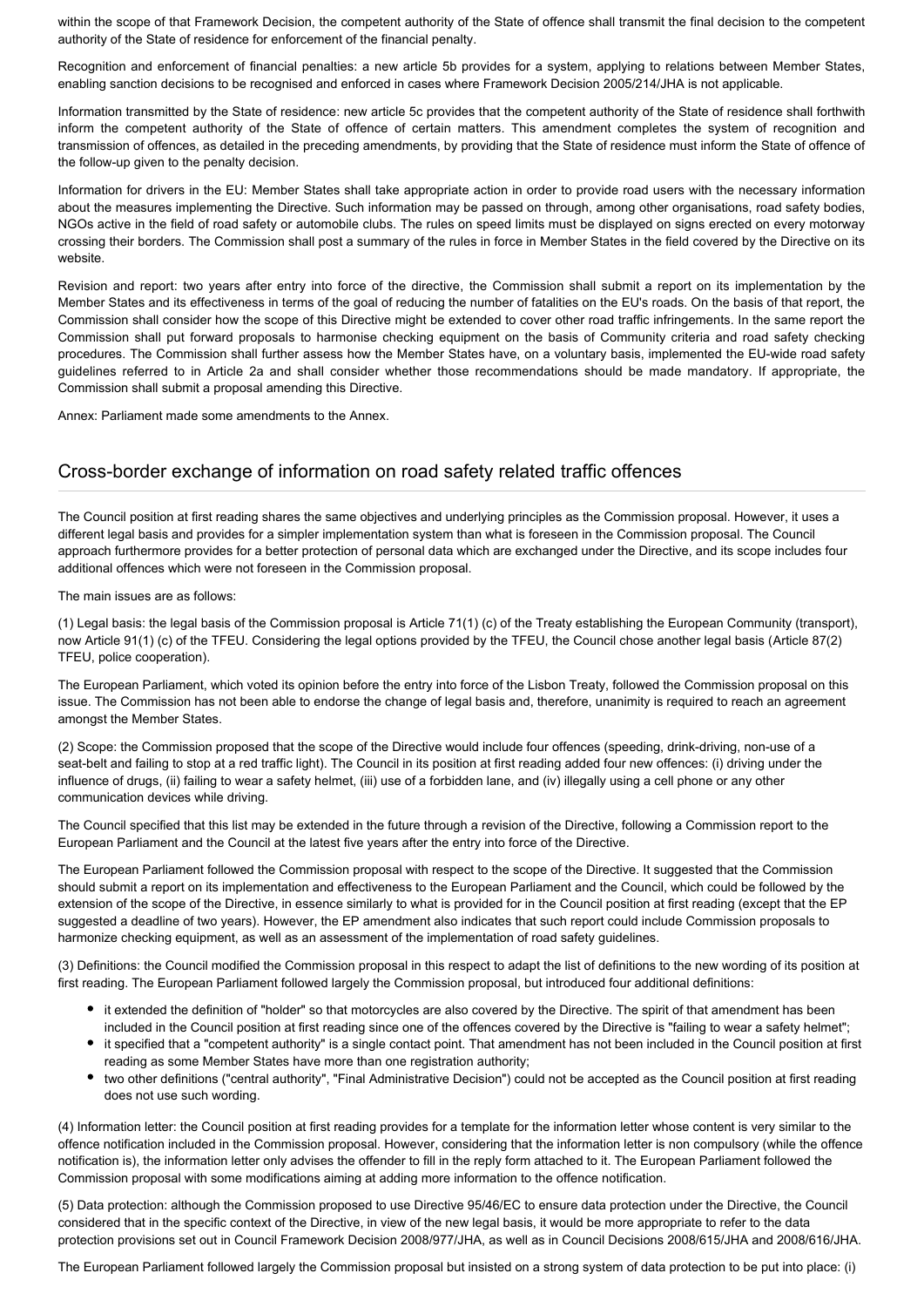within the scope of that Framework Decision, the competent authority of the State of offence shall transmit the final decision to the competent authority of the State of residence for enforcement of the financial penalty.

Recognition and enforcement of financial penalties: a new article 5b provides for a system, applying to relations between Member States, enabling sanction decisions to be recognised and enforced in cases where Framework Decision 2005/214/JHA is not applicable.

Information transmitted by the State of residence: new article 5c provides that the competent authority of the State of residence shall forthwith inform the competent authority of the State of offence of certain matters. This amendment completes the system of recognition and transmission of offences, as detailed in the preceding amendments, by providing that the State of residence must inform the State of offence of the follow-up given to the penalty decision.

Information for drivers in the EU: Member States shall take appropriate action in order to provide road users with the necessary information about the measures implementing the Directive. Such information may be passed on through, among other organisations, road safety bodies, NGOs active in the field of road safety or automobile clubs. The rules on speed limits must be displayed on signs erected on every motorway crossing their borders. The Commission shall post a summary of the rules in force in Member States in the field covered by the Directive on its website.

Revision and report: two years after entry into force of the directive, the Commission shall submit a report on its implementation by the Member States and its effectiveness in terms of the goal of reducing the number of fatalities on the EU's roads. On the basis of that report, the Commission shall consider how the scope of this Directive might be extended to cover other road traffic infringements. In the same report the Commission shall put forward proposals to harmonise checking equipment on the basis of Community criteria and road safety checking procedures. The Commission shall further assess how the Member States have, on a voluntary basis, implemented the EU-wide road safety guidelines referred to in Article 2a and shall consider whether those recommendations should be made mandatory. If appropriate, the Commission shall submit a proposal amending this Directive.

Annex: Parliament made some amendments to the Annex.

## Cross-border exchange of information on road safety related traffic offences

The Council position at first reading shares the same objectives and underlying principles as the Commission proposal. However, it uses a different legal basis and provides for a simpler implementation system than what is foreseen in the Commission proposal. The Council approach furthermore provides for a better protection of personal data which are exchanged under the Directive, and its scope includes four additional offences which were not foreseen in the Commission proposal.

The main issues are as follows:

(1) Legal basis: the legal basis of the Commission proposal is Article 71(1) (c) of the Treaty establishing the European Community (transport), now Article 91(1) (c) of the TFEU. Considering the legal options provided by the TFEU, the Council chose another legal basis (Article 87(2) TFEU, police cooperation).

The European Parliament, which voted its opinion before the entry into force of the Lisbon Treaty, followed the Commission proposal on this issue. The Commission has not been able to endorse the change of legal basis and, therefore, unanimity is required to reach an agreement amongst the Member States.

(2) Scope: the Commission proposed that the scope of the Directive would include four offences (speeding, drink-driving, non-use of a seat-belt and failing to stop at a red traffic light). The Council in its position at first reading added four new offences: (i) driving under the influence of drugs, (ii) failing to wear a safety helmet, (iii) use of a forbidden lane, and (iv) illegally using a cell phone or any other communication devices while driving.

The Council specified that this list may be extended in the future through a revision of the Directive, following a Commission report to the European Parliament and the Council at the latest five years after the entry into force of the Directive.

The European Parliament followed the Commission proposal with respect to the scope of the Directive. It suggested that the Commission should submit a report on its implementation and effectiveness to the European Parliament and the Council, which could be followed by the extension of the scope of the Directive, in essence similarly to what is provided for in the Council position at first reading (except that the EP suggested a deadline of two years). However, the EP amendment also indicates that such report could include Commission proposals to harmonize checking equipment, as well as an assessment of the implementation of road safety guidelines.

(3) Definitions: the Council modified the Commission proposal in this respect to adapt the list of definitions to the new wording of its position at first reading. The European Parliament followed largely the Commission proposal, but introduced four additional definitions:

- it extended the definition of "holder" so that motorcycles are also covered by the Directive. The spirit of that amendment has been included in the Council position at first reading since one of the offences covered by the Directive is "failing to wear a safety helmet";
- it specified that a "competent authority" is a single contact point. That amendment has not been included in the Council position at first reading as some Member States have more than one registration authority;
- two other definitions ("central authority", "Final Administrative Decision") could not be accepted as the Council position at first reading does not use such wording.

(4) Information letter: the Council position at first reading provides for a template for the information letter whose content is very similar to the offence notification included in the Commission proposal. However, considering that the information letter is non compulsory (while the offence notification is), the information letter only advises the offender to fill in the reply form attached to it. The European Parliament followed the Commission proposal with some modifications aiming at adding more information to the offence notification.

(5) Data protection: although the Commission proposed to use Directive 95/46/EC to ensure data protection under the Directive, the Council considered that in the specific context of the Directive, in view of the new legal basis, it would be more appropriate to refer to the data protection provisions set out in Council Framework Decision 2008/977/JHA, as well as in Council Decisions 2008/615/JHA and 2008/616/JHA.

The European Parliament followed largely the Commission proposal but insisted on a strong system of data protection to be put into place: (i)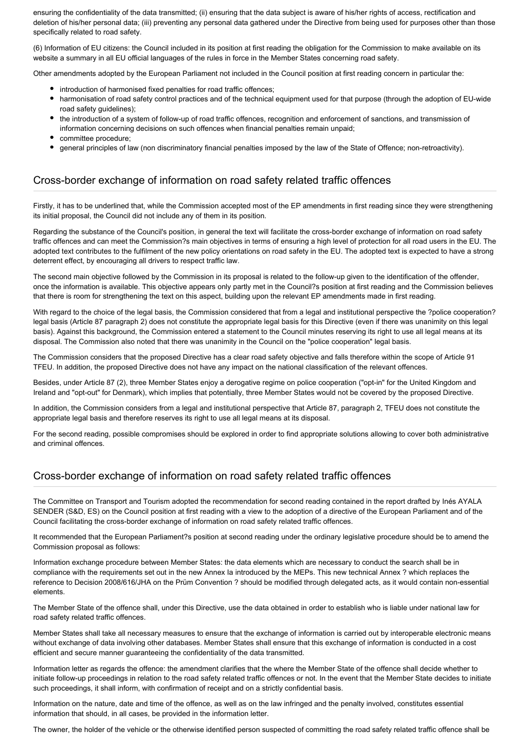ensuring the confidentiality of the data transmitted; (ii) ensuring that the data subject is aware of his/her rights of access, rectification and deletion of his/her personal data; (iii) preventing any personal data gathered under the Directive from being used for purposes other than those specifically related to road safety.

(6) Information of EU citizens: the Council included in its position at first reading the obligation for the Commission to make available on its website a summary in all EU official languages of the rules in force in the Member States concerning road safety.

Other amendments adopted by the European Parliament not included in the Council position at first reading concern in particular the:

- introduction of harmonised fixed penalties for road traffic offences;
- harmonisation of road safety control practices and of the technical equipment used for that purpose (through the adoption of EU-wide road safety guidelines);
- the introduction of a system of follow-up of road traffic offences, recognition and enforcement of sanctions, and transmission of information concerning decisions on such offences when financial penalties remain unpaid;
- committee procedure;
- general principles of law (non discriminatory financial penalties imposed by the law of the State of Offence; non-retroactivity).

## Cross-border exchange of information on road safety related traffic offences

Firstly, it has to be underlined that, while the Commission accepted most of the EP amendments in first reading since they were strengthening its initial proposal, the Council did not include any of them in its position.

Regarding the substance of the Council's position, in general the text will facilitate the cross-border exchange of information on road safety traffic offences and can meet the Commission?s main objectives in terms of ensuring a high level of protection for all road users in the EU. The adopted text contributes to the fulfilment of the new policy orientations on road safety in the EU. The adopted text is expected to have a strong deterrent effect, by encouraging all drivers to respect traffic law.

The second main objective followed by the Commission in its proposal is related to the follow-up given to the identification of the offender, once the information is available. This objective appears only partly met in the Council?s position at first reading and the Commission believes that there is room for strengthening the text on this aspect, building upon the relevant EP amendments made in first reading.

With regard to the choice of the legal basis, the Commission considered that from a legal and institutional perspective the ?police cooperation? legal basis (Article 87 paragraph 2) does not constitute the appropriate legal basis for this Directive (even if there was unanimity on this legal basis). Against this background, the Commission entered a statement to the Council minutes reserving its right to use all legal means at its disposal. The Commission also noted that there was unanimity in the Council on the "police cooperation" legal basis.

The Commission considers that the proposed Directive has a clear road safety objective and falls therefore within the scope of Article 91 TFEU. In addition, the proposed Directive does not have any impact on the national classification of the relevant offences.

Besides, under Article 87 (2), three Member States enjoy a derogative regime on police cooperation ("opt-in" for the United Kingdom and Ireland and "opt-out" for Denmark), which implies that potentially, three Member States would not be covered by the proposed Directive.

In addition, the Commission considers from a legal and institutional perspective that Article 87, paragraph 2, TFEU does not constitute the appropriate legal basis and therefore reserves its right to use all legal means at its disposal.

For the second reading, possible compromises should be explored in order to find appropriate solutions allowing to cover both administrative and criminal offences.

## Cross-border exchange of information on road safety related traffic offences

The Committee on Transport and Tourism adopted the recommendation for second reading contained in the report drafted by Inés AYALA SENDER (S&D, ES) on the Council position at first reading with a view to the adoption of a directive of the European Parliament and of the Council facilitating the cross-border exchange of information on road safety related traffic offences.

It recommended that the European Parliament?s position at second reading under the ordinary legislative procedure should be to amend the Commission proposal as follows:

Information exchange procedure between Member States: the data elements which are necessary to conduct the search shall be in compliance with the requirements set out in the new Annex Ia introduced by the MEPs. This new technical Annex ? which replaces the reference to Decision 2008/616/JHA on the Prüm Convention ? should be modified through delegated acts, as it would contain non-essential elements.

The Member State of the offence shall, under this Directive, use the data obtained in order to establish who is liable under national law for road safety related traffic offences.

Member States shall take all necessary measures to ensure that the exchange of information is carried out by interoperable electronic means without exchange of data involving other databases. Member States shall ensure that this exchange of information is conducted in a cost efficient and secure manner guaranteeing the confidentiality of the data transmitted.

Information letter as regards the offence: the amendment clarifies that the where the Member State of the offence shall decide whether to initiate follow-up proceedings in relation to the road safety related traffic offences or not. In the event that the Member State decides to initiate such proceedings, it shall inform, with confirmation of receipt and on a strictly confidential basis.

Information on the nature, date and time of the offence, as well as on the law infringed and the penalty involved, constitutes essential information that should, in all cases, be provided in the information letter.

The owner, the holder of the vehicle or the otherwise identified person suspected of committing the road safety related traffic offence shall be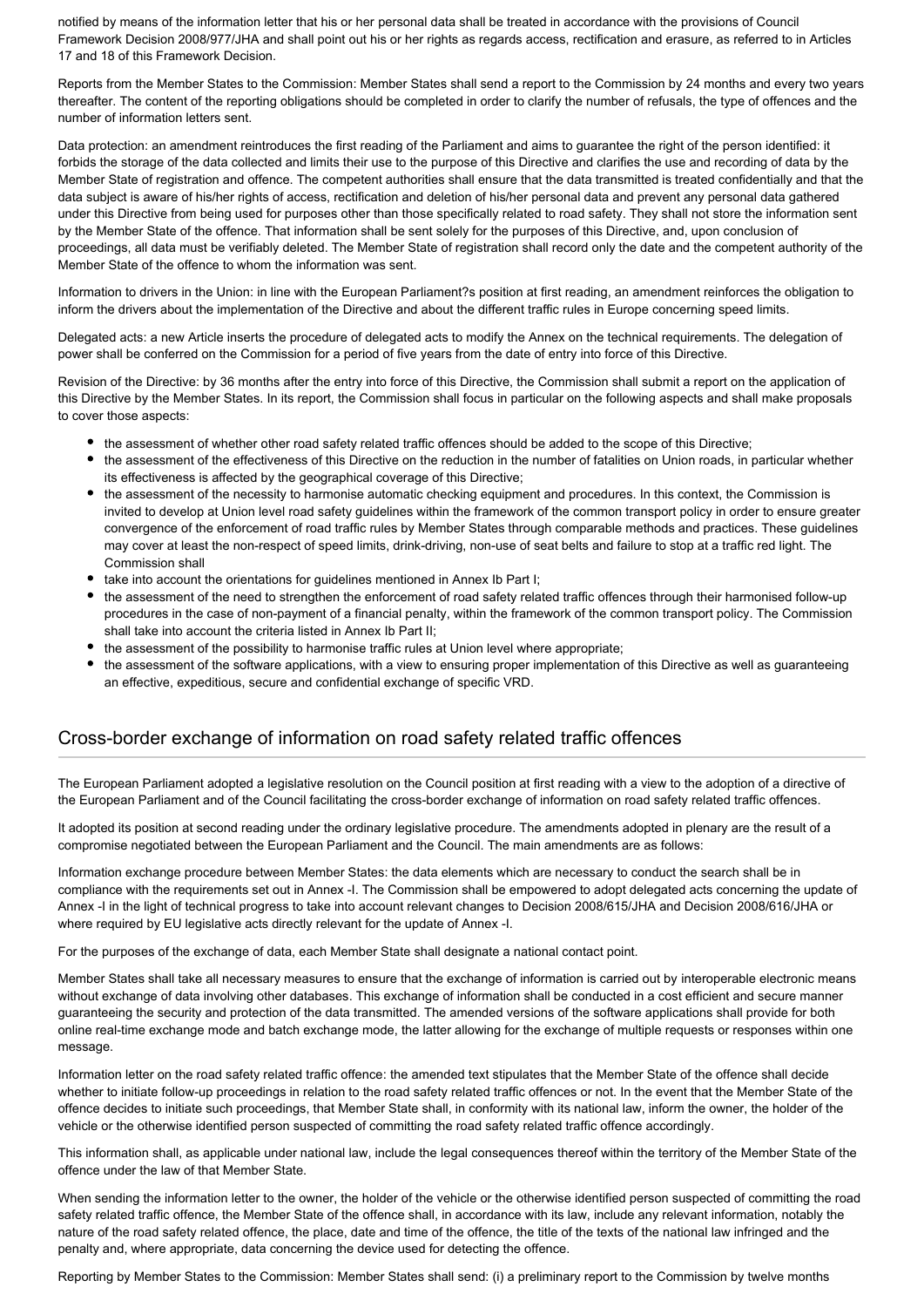notified by means of the information letter that his or her personal data shall be treated in accordance with the provisions of Council Framework Decision 2008/977/JHA and shall point out his or her rights as regards access, rectification and erasure, as referred to in Articles 17 and 18 of this Framework Decision.

Reports from the Member States to the Commission: Member States shall send a report to the Commission by 24 months and every two years thereafter. The content of the reporting obligations should be completed in order to clarify the number of refusals, the type of offences and the number of information letters sent.

Data protection: an amendment reintroduces the first reading of the Parliament and aims to guarantee the right of the person identified: it forbids the storage of the data collected and limits their use to the purpose of this Directive and clarifies the use and recording of data by the Member State of registration and offence. The competent authorities shall ensure that the data transmitted is treated confidentially and that the data subject is aware of his/her rights of access, rectification and deletion of his/her personal data and prevent any personal data gathered under this Directive from being used for purposes other than those specifically related to road safety. They shall not store the information sent by the Member State of the offence. That information shall be sent solely for the purposes of this Directive, and, upon conclusion of proceedings, all data must be verifiably deleted. The Member State of registration shall record only the date and the competent authority of the Member State of the offence to whom the information was sent.

Information to drivers in the Union: in line with the European Parliament?s position at first reading, an amendment reinforces the obligation to inform the drivers about the implementation of the Directive and about the different traffic rules in Europe concerning speed limits.

Delegated acts: a new Article inserts the procedure of delegated acts to modify the Annex on the technical requirements. The delegation of power shall be conferred on the Commission for a period of five years from the date of entry into force of this Directive.

Revision of the Directive: by 36 months after the entry into force of this Directive, the Commission shall submit a report on the application of this Directive by the Member States. In its report, the Commission shall focus in particular on the following aspects and shall make proposals to cover those aspects:

- the assessment of whether other road safety related traffic offences should be added to the scope of this Directive;
- the assessment of the effectiveness of this Directive on the reduction in the number of fatalities on Union roads, in particular whether its effectiveness is affected by the geographical coverage of this Directive;
- the assessment of the necessity to harmonise automatic checking equipment and procedures. In this context, the Commission is invited to develop at Union level road safety guidelines within the framework of the common transport policy in order to ensure greater convergence of the enforcement of road traffic rules by Member States through comparable methods and practices. These guidelines may cover at least the non-respect of speed limits, drink-driving, non-use of seat belts and failure to stop at a traffic red light. The Commission shall
- take into account the orientations for guidelines mentioned in Annex Ib Part I;
- the assessment of the need to strengthen the enforcement of road safety related traffic offences through their harmonised follow-up procedures in the case of non-payment of a financial penalty, within the framework of the common transport policy. The Commission shall take into account the criteria listed in Annex Ib Part II;
- the assessment of the possibility to harmonise traffic rules at Union level where appropriate;
- the assessment of the software applications, with a view to ensuring proper implementation of this Directive as well as guaranteeing an effective, expeditious, secure and confidential exchange of specific VRD.

## Cross-border exchange of information on road safety related traffic offences

The European Parliament adopted a legislative resolution on the Council position at first reading with a view to the adoption of a directive of the European Parliament and of the Council facilitating the cross-border exchange of information on road safety related traffic offences.

It adopted its position at second reading under the ordinary legislative procedure. The amendments adopted in plenary are the result of a compromise negotiated between the European Parliament and the Council. The main amendments are as follows:

Information exchange procedure between Member States: the data elements which are necessary to conduct the search shall be in compliance with the requirements set out in Annex -I. The Commission shall be empowered to adopt delegated acts concerning the update of Annex -I in the light of technical progress to take into account relevant changes to Decision 2008/615/JHA and Decision 2008/616/JHA or where required by EU legislative acts directly relevant for the update of Annex -I.

For the purposes of the exchange of data, each Member State shall designate a national contact point.

Member States shall take all necessary measures to ensure that the exchange of information is carried out by interoperable electronic means without exchange of data involving other databases. This exchange of information shall be conducted in a cost efficient and secure manner guaranteeing the security and protection of the data transmitted. The amended versions of the software applications shall provide for both online real-time exchange mode and batch exchange mode, the latter allowing for the exchange of multiple requests or responses within one message.

Information letter on the road safety related traffic offence: the amended text stipulates that the Member State of the offence shall decide whether to initiate follow-up proceedings in relation to the road safety related traffic offences or not. In the event that the Member State of the offence decides to initiate such proceedings, that Member State shall, in conformity with its national law, inform the owner, the holder of the vehicle or the otherwise identified person suspected of committing the road safety related traffic offence accordingly.

This information shall, as applicable under national law, include the legal consequences thereof within the territory of the Member State of the offence under the law of that Member State.

When sending the information letter to the owner, the holder of the vehicle or the otherwise identified person suspected of committing the road safety related traffic offence, the Member State of the offence shall, in accordance with its law, include any relevant information, notably the nature of the road safety related offence, the place, date and time of the offence, the title of the texts of the national law infringed and the penalty and, where appropriate, data concerning the device used for detecting the offence.

Reporting by Member States to the Commission: Member States shall send: (i) a preliminary report to the Commission by twelve months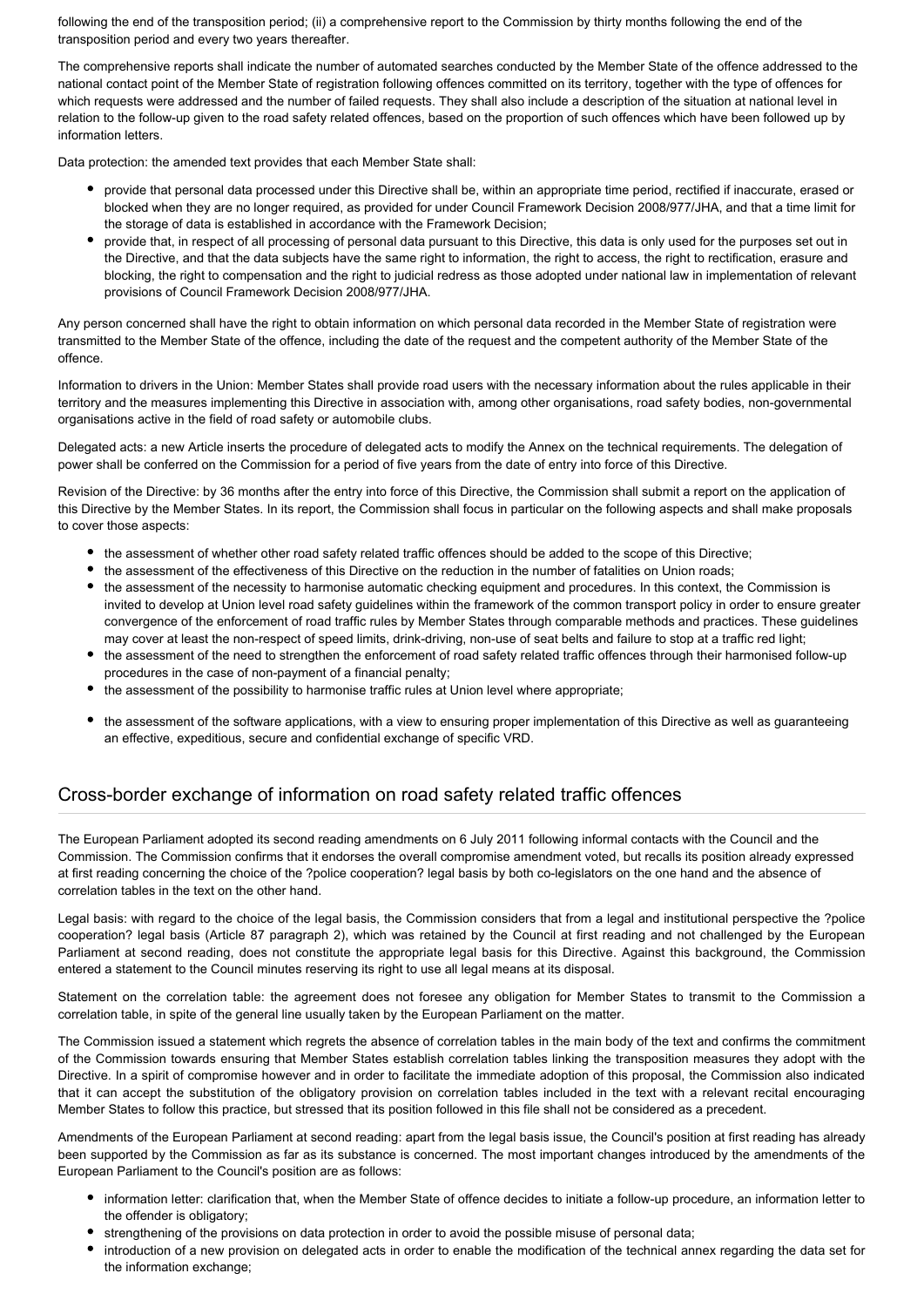following the end of the transposition period; (ii) a comprehensive report to the Commission by thirty months following the end of the transposition period and every two years thereafter.

The comprehensive reports shall indicate the number of automated searches conducted by the Member State of the offence addressed to the national contact point of the Member State of registration following offences committed on its territory, together with the type of offences for which requests were addressed and the number of failed requests. They shall also include a description of the situation at national level in relation to the follow-up given to the road safety related offences, based on the proportion of such offences which have been followed up by information letters.

Data protection: the amended text provides that each Member State shall:

- provide that personal data processed under this Directive shall be, within an appropriate time period, rectified if inaccurate, erased or blocked when they are no longer required, as provided for under Council Framework Decision 2008/977/JHA, and that a time limit for the storage of data is established in accordance with the Framework Decision;
- provide that, in respect of all processing of personal data pursuant to this Directive, this data is only used for the purposes set out in the Directive, and that the data subjects have the same right to information, the right to access, the right to rectification, erasure and blocking, the right to compensation and the right to judicial redress as those adopted under national law in implementation of relevant provisions of Council Framework Decision 2008/977/JHA.

Any person concerned shall have the right to obtain information on which personal data recorded in the Member State of registration were transmitted to the Member State of the offence, including the date of the request and the competent authority of the Member State of the offence.

Information to drivers in the Union: Member States shall provide road users with the necessary information about the rules applicable in their territory and the measures implementing this Directive in association with, among other organisations, road safety bodies, non-governmental organisations active in the field of road safety or automobile clubs.

Delegated acts: a new Article inserts the procedure of delegated acts to modify the Annex on the technical requirements. The delegation of power shall be conferred on the Commission for a period of five years from the date of entry into force of this Directive.

Revision of the Directive: by 36 months after the entry into force of this Directive, the Commission shall submit a report on the application of this Directive by the Member States. In its report, the Commission shall focus in particular on the following aspects and shall make proposals to cover those aspects:

- the assessment of whether other road safety related traffic offences should be added to the scope of this Directive;
- the assessment of the effectiveness of this Directive on the reduction in the number of fatalities on Union roads;
- the assessment of the necessity to harmonise automatic checking equipment and procedures. In this context, the Commission is invited to develop at Union level road safety guidelines within the framework of the common transport policy in order to ensure greater convergence of the enforcement of road traffic rules by Member States through comparable methods and practices. These guidelines may cover at least the non-respect of speed limits, drink-driving, non-use of seat belts and failure to stop at a traffic red light;
- the assessment of the need to strengthen the enforcement of road safety related traffic offences through their harmonised follow-up procedures in the case of non-payment of a financial penalty;
- the assessment of the possibility to harmonise traffic rules at Union level where appropriate;
- the assessment of the software applications, with a view to ensuring proper implementation of this Directive as well as guaranteeing an effective, expeditious, secure and confidential exchange of specific VRD.

## Cross-border exchange of information on road safety related traffic offences

The European Parliament adopted its second reading amendments on 6 July 2011 following informal contacts with the Council and the Commission. The Commission confirms that it endorses the overall compromise amendment voted, but recalls its position already expressed at first reading concerning the choice of the ?police cooperation? legal basis by both co-legislators on the one hand and the absence of correlation tables in the text on the other hand.

Legal basis: with regard to the choice of the legal basis, the Commission considers that from a legal and institutional perspective the ?police cooperation? legal basis (Article 87 paragraph 2), which was retained by the Council at first reading and not challenged by the European Parliament at second reading, does not constitute the appropriate legal basis for this Directive. Against this background, the Commission entered a statement to the Council minutes reserving its right to use all legal means at its disposal.

Statement on the correlation table: the agreement does not foresee any obligation for Member States to transmit to the Commission a correlation table, in spite of the general line usually taken by the European Parliament on the matter.

The Commission issued a statement which regrets the absence of correlation tables in the main body of the text and confirms the commitment of the Commission towards ensuring that Member States establish correlation tables linking the transposition measures they adopt with the Directive. In a spirit of compromise however and in order to facilitate the immediate adoption of this proposal, the Commission also indicated that it can accept the substitution of the obligatory provision on correlation tables included in the text with a relevant recital encouraging Member States to follow this practice, but stressed that its position followed in this file shall not be considered as a precedent.

Amendments of the European Parliament at second reading: apart from the legal basis issue, the Council's position at first reading has already been supported by the Commission as far as its substance is concerned. The most important changes introduced by the amendments of the European Parliament to the Council's position are as follows:

- information letter: clarification that, when the Member State of offence decides to initiate a follow-up procedure, an information letter to the offender is obligatory;
- strengthening of the provisions on data protection in order to avoid the possible misuse of personal data;
- introduction of a new provision on delegated acts in order to enable the modification of the technical annex regarding the data set for the information exchange;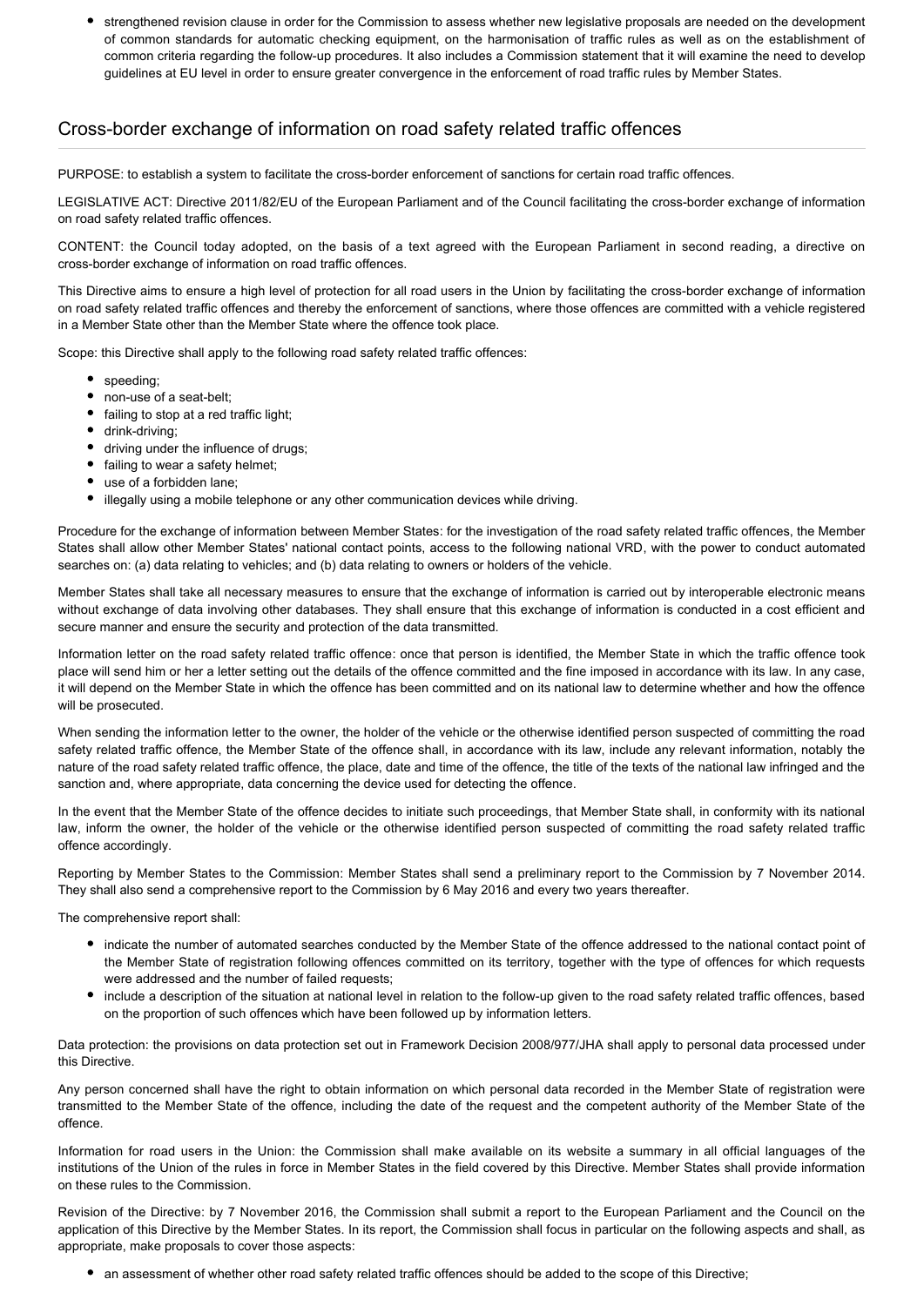- strengthened revision clause in order for the Commission to assess whether new legislative proposals are needed on the development of common standards for automatic checking equipment, on the harmonisation of traffic rules as well as on the establishment of common criteria regarding the follow-up procedures. It also includes a Commission statement that it will examine the need to develop guidelines at EU level in order to ensure greater convergence in the enforcement of road traffic rules by Member States.

## Cross-border exchange of information on road safety related traffic offences

PURPOSE: to establish a system to facilitate the cross-border enforcement of sanctions for certain road traffic offences.

LEGISLATIVE ACT: Directive 2011/82/EU of the European Parliament and of the Council facilitating the cross-border exchange of information on road safety related traffic offences.

CONTENT: the Council today adopted, on the basis of a text agreed with the European Parliament in second reading, a directive on cross-border exchange of information on road traffic offences.

This Directive aims to ensure a high level of protection for all road users in the Union by facilitating the cross-border exchange of information on road safety related traffic offences and thereby the enforcement of sanctions, where those offences are committed with a vehicle registered in a Member State other than the Member State where the offence took place.

Scope: this Directive shall apply to the following road safety related traffic offences:

- speeding;
- non-use of a seat-belt;
- failing to stop at a red traffic light;
- drink-driving;
- driving under the influence of drugs;
- failing to wear a safety helmet;
- use of a forbidden lane;
- illegally using a mobile telephone or any other communication devices while driving.

Procedure for the exchange of information between Member States: for the investigation of the road safety related traffic offences, the Member States shall allow other Member States' national contact points, access to the following national VRD, with the power to conduct automated searches on: (a) data relating to vehicles; and (b) data relating to owners or holders of the vehicle.

Member States shall take all necessary measures to ensure that the exchange of information is carried out by interoperable electronic means without exchange of data involving other databases. They shall ensure that this exchange of information is conducted in a cost efficient and secure manner and ensure the security and protection of the data transmitted.

Information letter on the road safety related traffic offence: once that person is identified, the Member State in which the traffic offence took place will send him or her a letter setting out the details of the offence committed and the fine imposed in accordance with its law. In any case, it will depend on the Member State in which the offence has been committed and on its national law to determine whether and how the offence will be prosecuted.

When sending the information letter to the owner, the holder of the vehicle or the otherwise identified person suspected of committing the road safety related traffic offence, the Member State of the offence shall, in accordance with its law, include any relevant information, notably the nature of the road safety related traffic offence, the place, date and time of the offence, the title of the texts of the national law infringed and the sanction and, where appropriate, data concerning the device used for detecting the offence.

In the event that the Member State of the offence decides to initiate such proceedings, that Member State shall, in conformity with its national law, inform the owner, the holder of the vehicle or the otherwise identified person suspected of committing the road safety related traffic offence accordingly.

Reporting by Member States to the Commission: Member States shall send a preliminary report to the Commission by 7 November 2014. They shall also send a comprehensive report to the Commission by 6 May 2016 and every two years thereafter.

The comprehensive report shall:

- indicate the number of automated searches conducted by the Member State of the offence addressed to the national contact point of the Member State of registration following offences committed on its territory, together with the type of offences for which requests were addressed and the number of failed requests;
- include a description of the situation at national level in relation to the follow-up given to the road safety related traffic offences, based on the proportion of such offences which have been followed up by information letters.

Data protection: the provisions on data protection set out in Framework Decision 2008/977/JHA shall apply to personal data processed under this Directive.

Any person concerned shall have the right to obtain information on which personal data recorded in the Member State of registration were transmitted to the Member State of the offence, including the date of the request and the competent authority of the Member State of the offence.

Information for road users in the Union: the Commission shall make available on its website a summary in all official languages of the institutions of the Union of the rules in force in Member States in the field covered by this Directive. Member States shall provide information on these rules to the Commission.

Revision of the Directive: by 7 November 2016, the Commission shall submit a report to the European Parliament and the Council on the application of this Directive by the Member States. In its report, the Commission shall focus in particular on the following aspects and shall, as appropriate, make proposals to cover those aspects:

- an assessment of whether other road safety related traffic offences should be added to the scope of this Directive;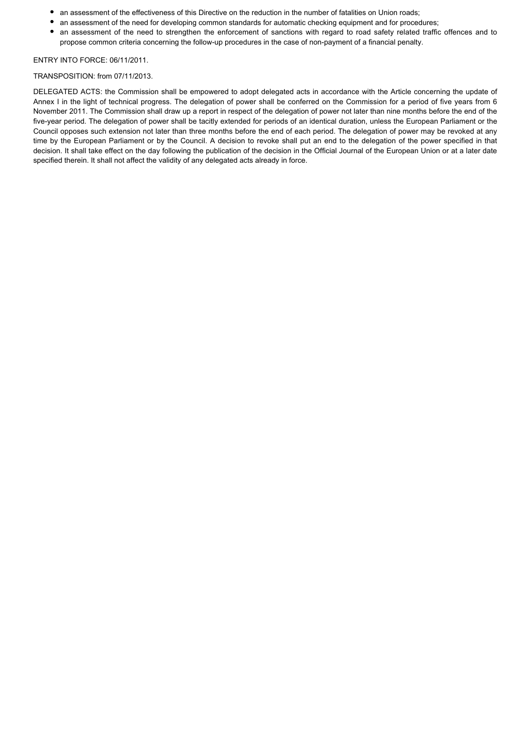- an assessment of the effectiveness of this Directive on the reduction in the number of fatalities on Union roads;
- an assessment of the need for developing common standards for automatic checking equipment and for procedures;
- an assessment of the need to strengthen the enforcement of sanctions with regard to road safety related traffic offences and to propose common criteria concerning the follow-up procedures in the case of non-payment of a financial penalty.

ENTRY INTO FORCE: 06/11/2011.

TRANSPOSITION: from 07/11/2013.

DELEGATED ACTS: the Commission shall be empowered to adopt delegated acts in accordance with the Article concerning the update of Annex I in the light of technical progress. The delegation of power shall be conferred on the Commission for a period of five years from 6 November 2011. The Commission shall draw up a report in respect of the delegation of power not later than nine months before the end of the five-year period. The delegation of power shall be tacitly extended for periods of an identical duration, unless the European Parliament or the Council opposes such extension not later than three months before the end of each period. The delegation of power may be revoked at any time by the European Parliament or by the Council. A decision to revoke shall put an end to the delegation of the power specified in that decision. It shall take effect on the day following the publication of the decision in the Official Journal of the European Union or at a later date specified therein. It shall not affect the validity of any delegated acts already in force.